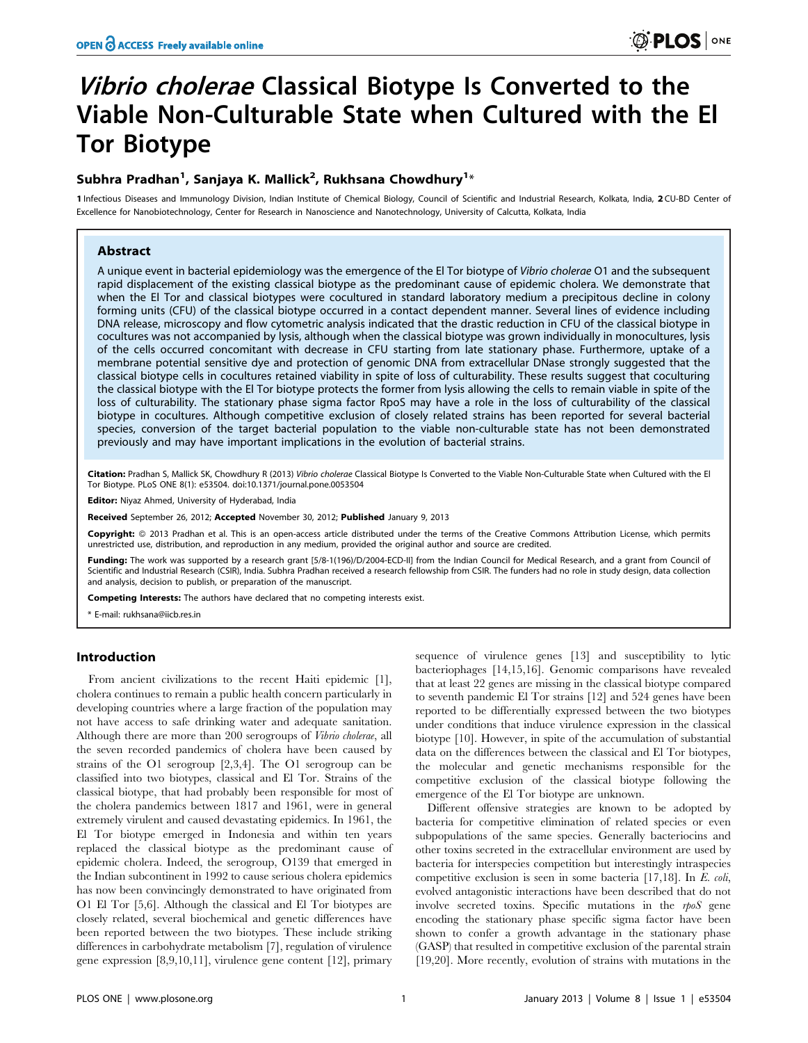# *Vibrio cholerae* Classical Biotype Is Converted to the Viable Non-Culturable State when Cultured with the El Tor Biotype

**Subhra Pradhan[1], Sanjaya K. Mallick[2], Rukhsana Chowdhury[1]***

1 Infectious Diseases and Immunology Division, Indian Institute of Chemical Biology, Council of Scientific and Industrial Research, Kolkata, India, 2 CU-BD Center of Excellence for Nanobiotechnology, Center for Research in Nanoscience and Nanotechnology, University of Calcutta, Kolkata, India

## Abstract

A unique event in bacterial epidemiology was the emergence of the El Tor biotype of *Vibrio cholerae* O1 and the subsequent rapid displacement of the existing classical biotype as the predominant cause of epidemic cholera. We demonstrate that when the El Tor and classical biotypes were cocultured in standard laboratory medium a precipitous decline in colony forming units (CFU) of the classical biotype occurred in a contact dependent manner. Several lines of evidence including DNA release, microscopy and flow cytometric analysis indicated that the drastic reduction in CFU of the classical biotype in cocultures was not accompanied by lysis, although when the classical biotype was grown individually in monocultures, lysis of the cells occurred concomitant with decrease in CFU starting from late stationary phase. Furthermore, uptake of a membrane potential sensitive dye and protection of genomic DNA from extracellular DNase strongly suggested that the classical biotype cells in cocultures retained viability in spite of loss of culturability. These results suggest that coculturing the classical biotype with the El Tor biotype protects the former from lysis allowing the cells to remain viable in spite of the loss of culturability. The stationary phase sigma factor RpoS may have a role in the loss of culturability of the classical biotype in cocultures. Although competitive exclusion of closely related strains has been reported for several bacterial species, conversion of the target bacterial population to the viable non-culturable state has not been demonstrated previously and may have important implications in the evolution of bacterial strains.

**Citation:** Pradhan S, Mallick SK, Chowdhury R (2013) *Vibrio cholerae* Classical Biotype Is Converted to the Viable Non-Culturable State when Cultured with the El Tor Biotype. PLoS ONE 8(1): e53504. doi:10.1371/journal.pone.0053504

**Editor:** Niyaz Ahmed, University of Hyderabad, India

**Received** September 26, 2012; **Accepted** November 30, 2012; **Published** January 9, 2013

**Copyright:** © 2013 Pradhan et al. This is an open-access article distributed under the terms of the Creative Commons Attribution License, which permits unrestricted use, distribution, and reproduction in any medium, provided the original author and source are credited.

**Funding:** The work was supported by a research grant [5/8-1(196)/D/2004-ECD-II] from the Indian Council for Medical Research, and a grant from Council of Scientific and Industrial Research (CSIR), India. Subhra Pradhan received a research fellowship from CSIR. The funders had no role in study design, data collection and analysis, decision to publish, or preparation of the manuscript.

**Competing Interests:** The authors have declared that no competing interests exist.

* E-mail: rukhsana@iicb.res.in

## Introduction

From ancient civilizations to the recent Haiti epidemic [1], cholera continues to remain a public health concern particularly in developing countries where a large fraction of the population may not have access to safe drinking water and adequate sanitation. Although there are more than 200 serogroups of *Vibrio cholerae*, all the seven recorded pandemics of cholera have been caused by strains of the O1 serogroup [2,3,4]. The O1 serogroup can be classified into two biotypes, classical and El Tor. Strains of the classical biotype, that had probably been responsible for most of the cholera pandemics between 1817 and 1961, were in general extremely virulent and caused devastating epidemics. In 1961, the El Tor biotype emerged in Indonesia and within ten years replaced the classical biotype as the predominant cause of epidemic cholera. Indeed, the serogroup, O139 that emerged in the Indian subcontinent in 1992 to cause serious cholera epidemics has now been convincingly demonstrated to have originated from O1 El Tor [5,6]. Although the classical and El Tor biotypes are closely related, several biochemical and genetic differences have been reported between the two biotypes. These include striking differences in carbohydrate metabolism [7], regulation of virulence gene expression [8,9,10,11], virulence gene content [12], primary sequence of virulence genes [13] and susceptibility to lytic bacteriophages [14,15,16]. Genomic comparisons have revealed that at least 22 genes are missing in the classical biotype compared to seventh pandemic El Tor strains [12] and 524 genes have been reported to be differentially expressed between the two biotypes under conditions that induce virulence expression in the classical biotype [10]. However, in spite of the accumulation of substantial data on the differences between the classical and El Tor biotypes, the molecular and genetic mechanisms responsible for the competitive exclusion of the classical biotype following the emergence of the El Tor biotype are unknown.

Different offensive strategies are known to be adopted by bacteria for competitive elimination of related species or even subpopulations of the same species. Generally bacteriocins and other toxins secreted in the extracellular environment are used by bacteria for interspecies competition but interestingly intraspecies competitive exclusion is seen in some bacteria [17,18]. In *E. coli*, evolved antagonistic interactions have been described that do not involve secreted toxins. Specific mutations in the *rpoS* gene encoding the stationary phase specific sigma factor have been shown to confer a growth advantage in the stationary phase (GASP) that resulted in competitive exclusion of the parental strain [19,20]. More recently, evolution of strains with mutations in the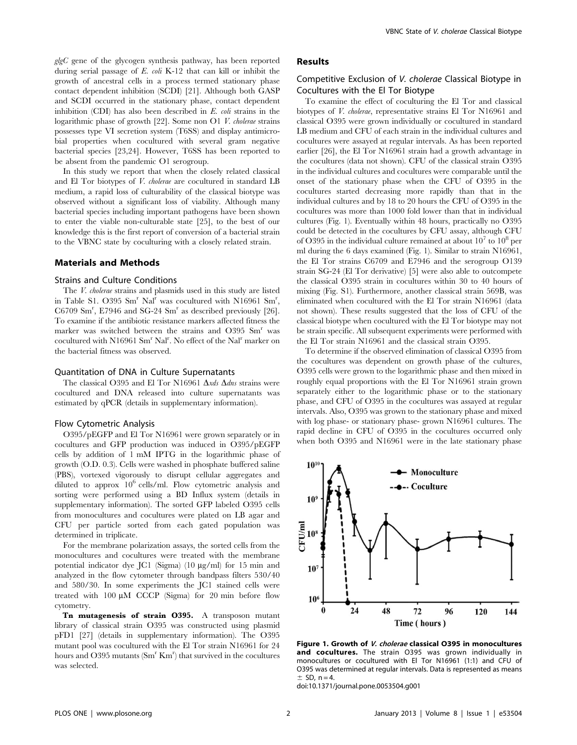*glgC* gene of the glycogen synthesis pathway, has been reported during serial passage of *E. coli* K-12 that can kill or inhibit the growth of ancestral cells in a process termed stationary phase contact dependent inhibition (SCDI) [21]. Although both GASP and SCDI occurred in the stationary phase, contact dependent inhibition (CDI) has also been described in *E. coli* strains in the logarithmic phase of growth [22]. Some non O1 *V. cholerae* strains possesses type VI secretion system (T6SS) and display antimicrobial properties when cocultured with several gram negative bacterial species [23,24]. However, T6SS has been reported to be absent from the pandemic O1 serogroup.

In this study we report that when the closely related classical and El Tor biotypes of *V. cholerae* are cocultured in standard LB medium, a rapid loss of culturability of the classical biotype was observed without a significant loss of viability. Although many bacterial species including important pathogens have been shown to enter the viable non-culturable state [25], to the best of our knowledge this is the first report of conversion of a bacterial strain to the VBNC state by coculturing with a closely related strain.

## Materials and Methods

### Strains and Culture Conditions

The *V. cholerae* strains and plasmids used in this study are listed in Table S1. O395 Sm$^r$ Nal$^r$ was cocultured with N16961 Sm$^r$, C6709 Sm$^r$, E7946 and SG-24 Sm$^r$ as described previously [26]. To examine if the antibiotic resistance markers affected fitness the marker was switched between the strains and O395 Sm$^r$ was cocultured with N16961 Sm$^r$ Nal$^r$. No effect of the Nal$^r$ marker on the bacterial fitness was observed.

### Quantitation of DNA in Culture Supernatants

The classical O395 and El Tor N16961 Δ*xds* Δ*dns* strains were cocultured and DNA released into culture supernatants was estimated by qPCR (details in supplementary information).

### Flow Cytometric Analysis

O395/pEGFP and El Tor N16961 were grown separately or in cocultures and GFP production was induced in O395/pEGFP cells by addition of 1 mM IPTG in the logarithmic phase of growth (O.D. 0.3). Cells were washed in phosphate buffered saline (PBS), vortexed vigorously to disrupt cellular aggregates and diluted to approx $10^6$ cells/ml. Flow cytometric analysis and sorting were performed using a BD Influx system (details in supplementary information). The sorted GFP labeled O395 cells from monocultures and cocultures were plated on LB agar and CFU per particle sorted from each gated population was determined in triplicate.

For the membrane polarization assays, the sorted cells from the monocultures and cocultures were treated with the membrane potential indicator dye JC1 (Sigma) (10 µg/ml) for 15 min and analyzed in the flow cytometer through bandpass filters 530/40 and 580/30. In some experiments the JC1 stained cells were treated with 100 µM CCCP (Sigma) for 20 min before flow cytometry.

**Tn mutagenesis of strain O395.** A transposon mutant library of classical strain O395 was constructed using plasmid pFD1 [27] (details in supplementary information). The O395 mutant pool was cocultured with the El Tor strain N16961 for 24 hours and O395 mutants (Sm$^r$ Km$^r$) that survived in the cocultures was selected.

## Results

### Competitive Exclusion of *V. cholerae* Classical Biotype in Cocultures with the El Tor Biotype

To examine the effect of coculturing the El Tor and classical biotypes of *V. cholerae*, representative strains El Tor N16961 and classical O395 were grown individually or cocultured in standard LB medium and CFU of each strain in the individual cultures and cocultures were assayed at regular intervals. As has been reported earlier [26], the El Tor N16961 strain had a growth advantage in the cocultures (data not shown). CFU of the classical strain O395 in the individual cultures and cocultures were comparable until the onset of the stationary phase when the CFU of O395 in the cocultures started decreasing more rapidly than that in the individual cultures and by 18 to 20 hours the CFU of O395 in the cocultures was more than 1000 fold lower than that in individual cultures (Fig. 1). Eventually within 48 hours, practically no O395 could be detected in the cocultures by CFU assay, although CFU of O395 in the individual culture remained at about $10^7$ to $10^8$ per ml during the 6 days examined (Fig. 1). Similar to strain N16961, the El Tor strains C6709 and E7946 and the serogroup O139 strain SG-24 (El Tor derivative) [5] were also able to outcompete the classical O395 strain in cocultures within 30 to 40 hours of mixing (Fig. S1). Furthermore, another classical strain 569B, was eliminated when cocultured with the El Tor strain N16961 (data not shown). These results suggested that the loss of CFU of the classical biotype when cocultured with the El Tor biotype may not be strain specific. All subsequent experiments were performed with the El Tor strain N16961 and the classical strain O395.

To determine if the observed elimination of classical O395 from the cocultures was dependent on growth phase of the cultures, O395 cells were grown to the logarithmic phase and then mixed in roughly equal proportions with the El Tor N16961 strain grown separately either to the logarithmic phase or to the stationary phase, and CFU of O395 in the cocultures was assayed at regular intervals. Also, O395 was grown to the stationary phase and mixed with log phase- or stationary phase- grown N16961 cultures. The rapid decline in CFU of O395 in the cocultures occurred only when both O395 and N16961 were in the late stationary phase

**Figure 1. Growth of *V. cholerae* classical O395 in monocultures and cocultures.** The strain O395 was grown individually in monocultures or cocultured with El Tor N16961 (1:1) and CFU of O395 was determined at regular intervals. Data is represented as means ± SD, n = 4.
doi:10.1371/journal.pone.0053504.g001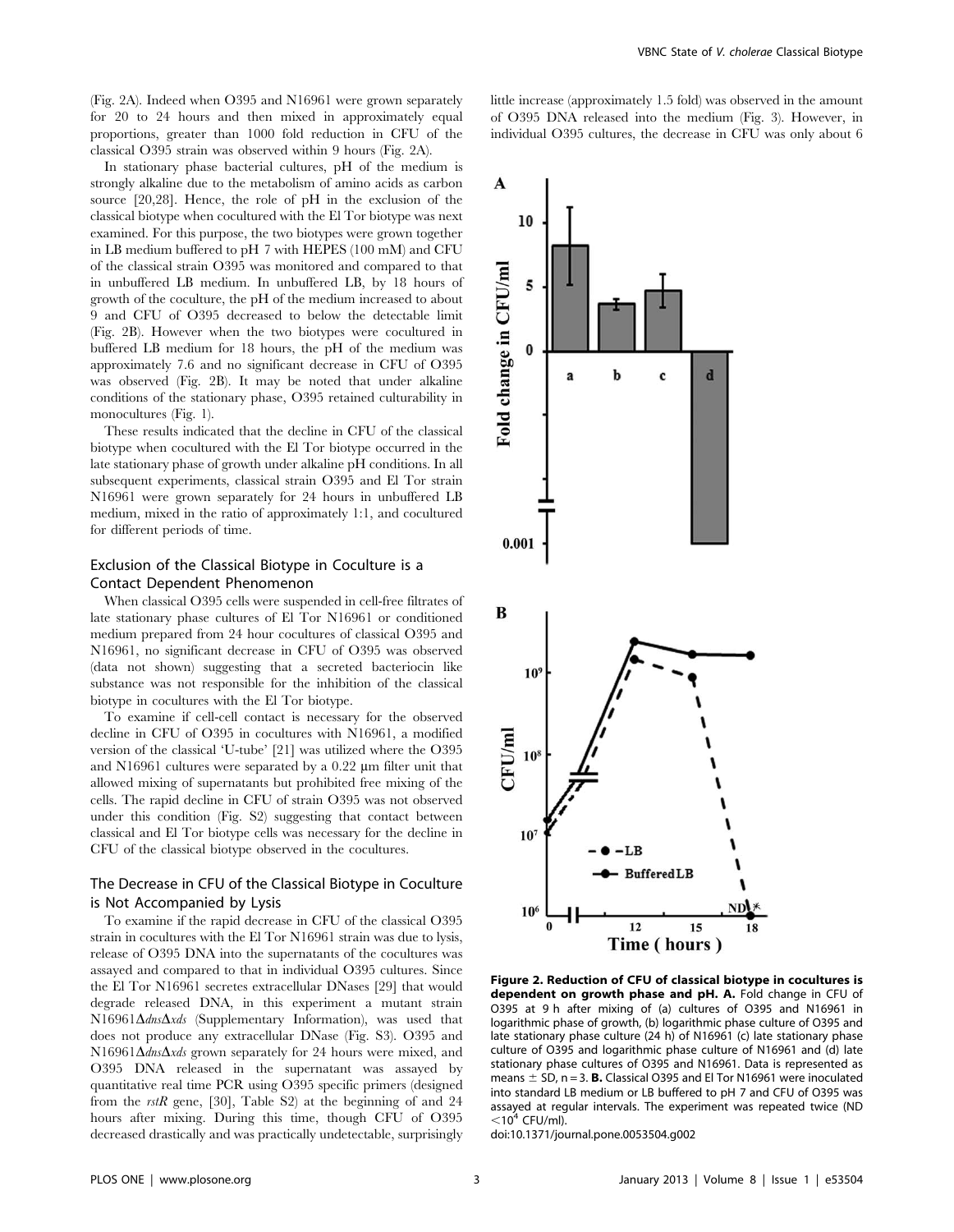(Fig. 2A). Indeed when O395 and N16961 were grown separately for 20 to 24 hours and then mixed in approximately equal proportions, greater than 1000 fold reduction in CFU of the classical O395 strain was observed within 9 hours (Fig. 2A).

In stationary phase bacterial cultures, pH of the medium is strongly alkaline due to the metabolism of amino acids as carbon source [20,28]. Hence, the role of pH in the exclusion of the classical biotype when cocultured with the El Tor biotype was next examined. For this purpose, the two biotypes were grown together in LB medium buffered to pH 7 with HEPES (100 mM) and CFU of the classical strain O395 was monitored and compared to that in unbuffered LB medium. In unbuffered LB, by 18 hours of growth of the coculture, the pH of the medium increased to about 9 and CFU of O395 decreased to below the detectable limit (Fig. 2B). However when the two biotypes were cocultured in buffered LB medium for 18 hours, the pH of the medium was approximately 7.6 and no significant decrease in CFU of O395 was observed (Fig. 2B). It may be noted that under alkaline conditions of the stationary phase, O395 retained culturability in monocultures (Fig. 1).

These results indicated that the decline in CFU of the classical biotype when cocultured with the El Tor biotype occurred in the late stationary phase of growth under alkaline pH conditions. In all subsequent experiments, classical strain O395 and El Tor strain N16961 were grown separately for 24 hours in unbuffered LB medium, mixed in the ratio of approximately 1:1, and cocultured for different periods of time.

## Exclusion of the Classical Biotype in Coculture is a Contact Dependent Phenomenon

When classical O395 cells were suspended in cell-free filtrates of late stationary phase cultures of El Tor N16961 or conditioned medium prepared from 24 hour cocultures of classical O395 and N16961, no significant decrease in CFU of O395 was observed (data not shown) suggesting that a secreted bacteriocin like substance was not responsible for the inhibition of the classical biotype in cocultures with the El Tor biotype.

To examine if cell-cell contact is necessary for the observed decline in CFU of O395 in cocultures with N16961, a modified version of the classical 'U-tube' [21] was utilized where the O395 and N16961 cultures were separated by a 0.22 µm filter unit that allowed mixing of supernatants but prohibited free mixing of the cells. The rapid decline in CFU of strain O395 was not observed under this condition (Fig. S2) suggesting that contact between classical and El Tor biotype cells was necessary for the decline in CFU of the classical biotype observed in the cocultures.

## The Decrease in CFU of the Classical Biotype in Coculture is Not Accompanied by Lysis

To examine if the rapid decrease in CFU of the classical O395 strain in cocultures with the El Tor N16961 strain was due to lysis, release of O395 DNA into the supernatants of the cocultures was assayed and compared to that in individual O395 cultures. Since the El Tor N16961 secretes extracellular DNases [29] that would degrade released DNA, in this experiment a mutant strain N16961Δ*dns*Δ*xds* (Supplementary Information), was used that does not produce any extracellular DNase (Fig. S3). O395 and N16961Δ*dns*Δ*xds* grown separately for 24 hours were mixed, and O395 DNA released in the supernatant was assayed by quantitative real time PCR using O395 specific primers (designed from the *rstR* gene, [30], Table S2) at the beginning of and 24 hours after mixing. During this time, though CFU of O395 decreased drastically and was practically undetectable, surprisingly little increase (approximately 1.5 fold) was observed in the amount of O395 DNA released into the medium (Fig. 3). However, in individual O395 cultures, the decrease in CFU was only about 6

**Figure 2. Reduction of CFU of classical biotype in cocultures is dependent on growth phase and pH. A.** Fold change in CFU of O395 at 9 h after mixing of (a) cultures of O395 and N16961 in logarithmic phase of growth, (b) logarithmic phase culture of O395 and late stationary phase culture (24 h) of N16961 (c) late stationary phase culture of O395 and logarithmic phase culture of N16961 and (d) late stationary phase cultures of O395 and N16961. Data is represented as means ± SD, n = 3. **B.** Classical O395 and El Tor N16961 were inoculated into standard LB medium or LB buffered to pH 7 and CFU of O395 was assayed at regular intervals. The experiment was repeated twice (ND $<10^4$ CFU/ml).

doi:10.1371/journal.pone.0053504.g002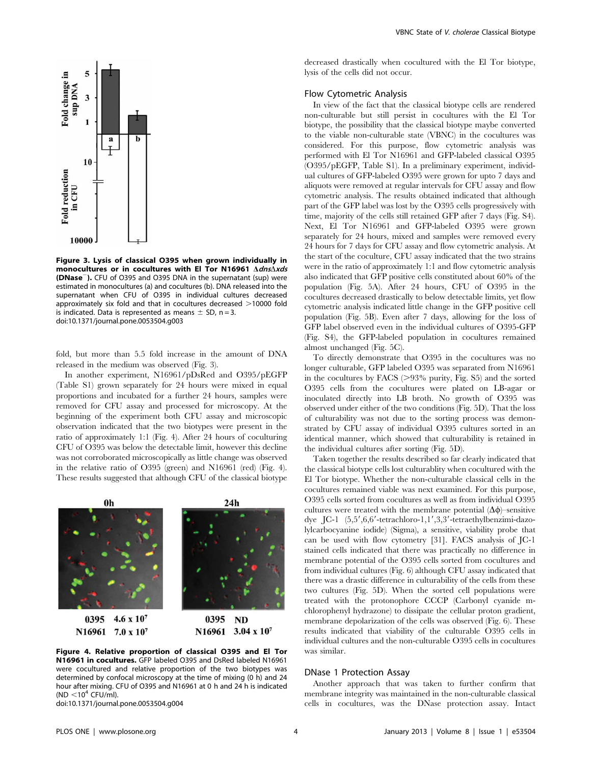**Figure 3. Lysis of classical O395 when grown individually in monocultures or in cocultures with El Tor N16961 Δ*dns*Δ*xds* (DNase⁻).** CFU of O395 and O395 DNA in the supernatant (sup) were estimated in monocultures (a) and cocultures (b). DNA released into the supernatant when CFU of O395 in individual cultures decreased approximately six fold and that in cocultures decreased >10000 fold is indicated. Data is represented as means ± SD, n = 3.
doi:10.1371/journal.pone.0053504.g003

fold, but more than 5.5 fold increase in the amount of DNA released in the medium was observed (Fig. 3).

In another experiment, N16961/pDsRed and O395/pEGFP (Table S1) grown separately for 24 hours were mixed in equal proportions and incubated for a further 24 hours, samples were removed for CFU assay and processed for microscopy. At the beginning of the experiment both CFU assay and microscopic observation indicated that the two biotypes were present in the ratio of approximately 1:1 (Fig. 4). After 24 hours of coculturing CFU of O395 was below the detectable limit, however this decline was not corroborated microscopically as little change was observed in the relative ratio of O395 (green) and N16961 (red) (Fig. 4). These results suggested that although CFU of the classical biotype decreased drastically when cocultured with the El Tor biotype, lysis of the cells did not occur.

| | 0h | 24h |
|---|---|---|
| O395 | $4.6 \times 10^7$ | ND |
| N16961 | $7.0 \times 10^7$ | $3.04 \times 10^7$ |

**Figure 4. Relative proportion of classical O395 and El Tor N16961 in cocultures.** GFP labeled O395 and DsRed labeled N16961 were cocultured and relative proportion of the two biotypes was determined by confocal microscopy at the time of mixing (0 h) and 24 hour after mixing. CFU of O395 and N16961 at 0 h and 24 h is indicated (ND $<10^4$ CFU/ml).
doi:10.1371/journal.pone.0053504.g004

## Flow Cytometric Analysis

In view of the fact that the classical biotype cells are rendered non-culturable but still persist in cocultures with the El Tor biotype, the possibility that the classical biotype maybe converted to the viable non-culturable state (VBNC) in the cocultures was considered. For this purpose, flow cytometric analysis was performed with El Tor N16961 and GFP-labeled classical O395 (O395/pEGFP, Table S1). In a preliminary experiment, individual cultures of GFP-labeled O395 were grown for upto 7 days and aliquots were removed at regular intervals for CFU assay and flow cytometric analysis. The results obtained indicated that although part of the GFP label was lost by the O395 cells progressively with time, majority of the cells still retained GFP after 7 days (Fig. S4). Next, El Tor N16961 and GFP-labeled O395 were grown separately for 24 hours, mixed and samples were removed every 24 hours for 7 days for CFU assay and flow cytometric analysis. At the start of the coculture, CFU assay indicated that the two strains were in the ratio of approximately 1:1 and flow cytometric analysis also indicated that GFP positive cells constituted about 60% of the population (Fig. 5A). After 24 hours, CFU of O395 in the cocultures decreased drastically to below detectable limits, yet flow cytometric analysis indicated little change in the GFP positive cell population (Fig. 5B). Even after 7 days, allowing for the loss of GFP label observed even in the individual cultures of O395-GFP (Fig. S4), the GFP-labeled population in cocultures remained almost unchanged (Fig. 5C).

To directly demonstrate that O395 in the cocultures was no longer culturable, GFP labeled O395 was separated from N16961 in the cocultures by FACS (>93% purity, Fig. S5) and the sorted O395 cells from the cocultures were plated on LB-agar or inoculated directly into LB broth. No growth of O395 was observed under either of the two conditions (Fig. 5D). That the loss of culturability was not due to the sorting process was demonstrated by CFU assay of individual O395 cultures sorted in an identical manner, which showed that culturability is retained in the individual cultures after sorting (Fig. 5D).

Taken together the results described so far clearly indicated that the classical biotype cells lost culturablity when cocultured with the El Tor biotype. Whether the non-culturable classical cells in the cocultures remained viable was next examined. For this purpose, O395 cells sorted from cocultures as well as from individual O395 cultures were treated with the membrane potential (Δϕ)–sensitive dye JC-1 (5,5′,6,6′-tetrachloro-1,1′,3,3′-tetraethylbenzimi-dazolylcarbocyanine iodide) (Sigma), a sensitive, viability probe that can be used with flow cytometry [31]. FACS analysis of JC-1 stained cells indicated that there was practically no difference in membrane potential of the O395 cells sorted from cocultures and from individual cultures (Fig. 6) although CFU assay indicated that there was a drastic difference in culturability of the cells from these two cultures (Fig. 5D). When the sorted cell populations were treated with the protonophore CCCP (Carbonyl cyanide m-chlorophenyl hydrazone) to dissipate the cellular proton gradient, membrane depolarization of the cells was observed (Fig. 6). These results indicated that viability of the culturable O395 cells in individual cultures and the non-culturable O395 cells in cocultures was similar.

## DNase 1 Protection Assay

Another approach that was taken to further confirm that membrane integrity was maintained in the non-culturable classical cells in cocultures, was the DNase protection assay. Intact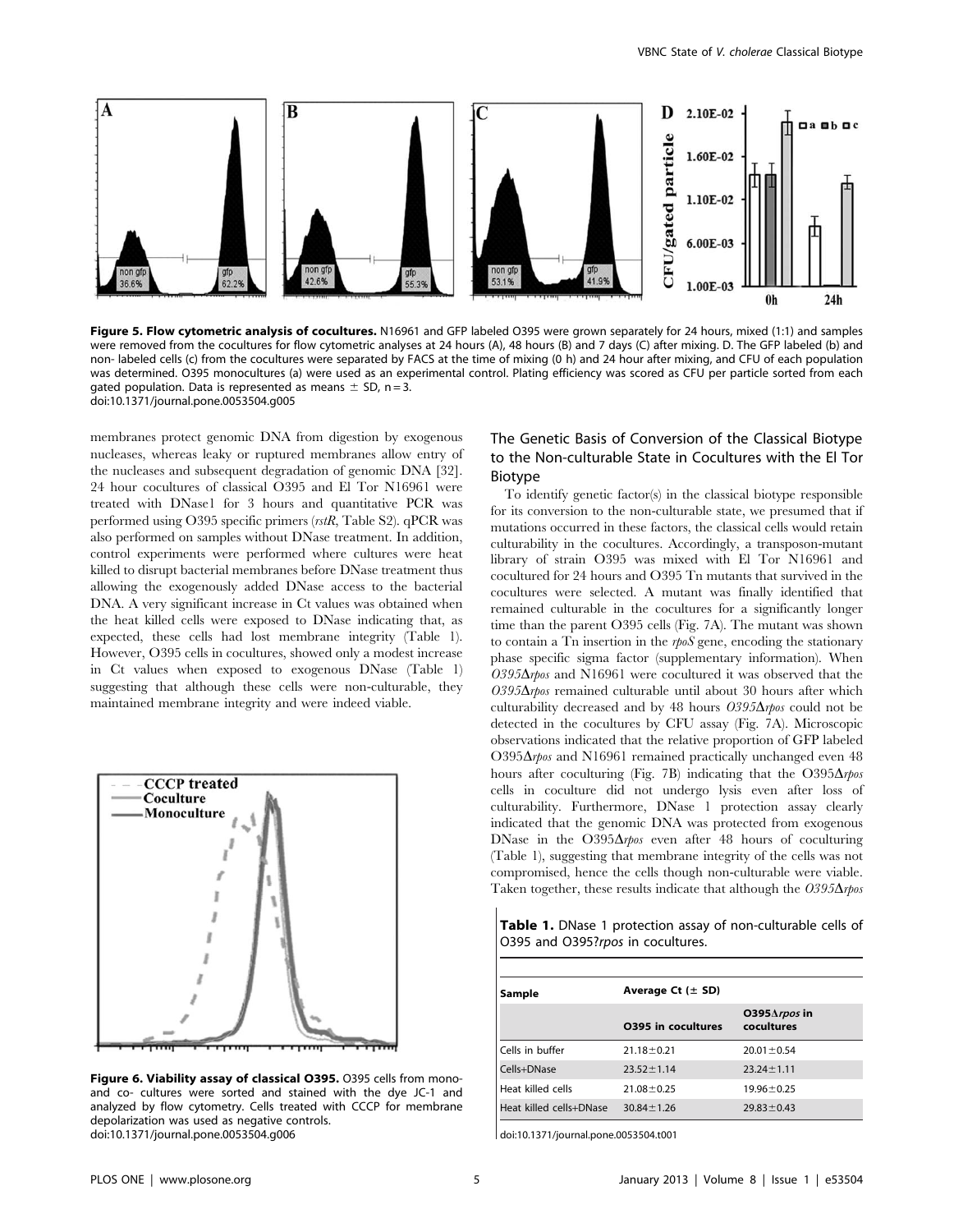**Figure 5. Flow cytometric analysis of cocultures.** N16961 and GFP labeled O395 were grown separately for 24 hours, mixed (1:1) and samples were removed from the cocultures for flow cytometric analyses at 24 hours (A), 48 hours (B) and 7 days (C) after mixing. D. The GFP labeled (b) and non- labeled cells (c) from the cocultures were separated by FACS at the time of mixing (0 h) and 24 hour after mixing, and CFU of each population was determined. O395 monocultures (a) were used as an experimental control. Plating efficiency was scored as CFU per particle sorted from each gated population. Data is represented as means ± SD, n = 3.
doi:10.1371/journal.pone.0053504.g005

membranes protect genomic DNA from digestion by exogenous nucleases, whereas leaky or ruptured membranes allow entry of the nucleases and subsequent degradation of genomic DNA [32]. 24 hour cocultures of classical O395 and El Tor N16961 were treated with DNase1 for 3 hours and quantitative PCR was performed using O395 specific primers (*rstR*, Table S2). qPCR was also performed on samples without DNase treatment. In addition, control experiments were performed where cultures were heat killed to disrupt bacterial membranes before DNase treatment thus allowing the exogenously added DNase access to the bacterial DNA. A very significant increase in Ct values was obtained when the heat killed cells were exposed to DNase indicating that, as expected, these cells had lost membrane integrity (Table 1). However, O395 cells in cocultures, showed only a modest increase in Ct values when exposed to exogenous DNase (Table 1) suggesting that although these cells were non-culturable, they maintained membrane integrity and were indeed viable.

**Figure 6. Viability assay of classical O395.** O395 cells from mono- and co- cultures were sorted and stained with the dye JC-1 and analyzed by flow cytometry. Cells treated with CCCP for membrane depolarization was used as negative controls.
doi:10.1371/journal.pone.0053504.g006

## The Genetic Basis of Conversion of the Classical Biotype to the Non-culturable State in Cocultures with the El Tor Biotype

To identify genetic factor(s) in the classical biotype responsible for its conversion to the non-culturable state, we presumed that if mutations occurred in these factors, the classical cells would retain culturability in the cocultures. Accordingly, a transposon-mutant library of strain O395 was mixed with El Tor N16961 and cocultured for 24 hours and O395 Tn mutants that survived in the cocultures were selected. A mutant was finally identified that remained culturable in the cocultures for a significantly longer time than the parent O395 cells (Fig. 7A). The mutant was shown to contain a Tn insertion in the *rpoS* gene, encoding the stationary phase specific sigma factor (supplementary information). When *O395Δrpos* and N16961 were cocultured it was observed that the *O395Δrpos* remained culturable until about 30 hours after which culturability decreased and by 48 hours *O395Δrpos* could not be detected in the cocultures by CFU assay (Fig. 7A). Microscopic observations indicated that the relative proportion of GFP labeled O395Δ*rpos* and N16961 remained practically unchanged even 48 hours after coculturing (Fig. 7B) indicating that the O395Δ*rpos* cells in coculture did not undergo lysis even after loss of culturability. Furthermore, DNase 1 protection assay clearly indicated that the genomic DNA was protected from exogenous DNase in the O395Δ*rpos* even after 48 hours of coculturing (Table 1), suggesting that membrane integrity of the cells was not compromised, hence the cells though non-culturable were viable. Taken together, these results indicate that although the *O395Δrpos*

**Table 1.** DNase 1 protection assay of non-culturable cells of O395 and O395?*rpos* in cocultures.

| Sample | Average Ct (± SD) | |
|---|---|---|
| | O395 in cocultures | O395Δ*rpos* in cocultures |
| Cells in buffer | 21.18±0.21 | 20.01±0.54 |
| Cells+DNase | 23.52±1.14 | 23.24±1.11 |
| Heat killed cells | 21.08±0.25 | 19.96±0.25 |
| Heat killed cells+DNase | 30.84±1.26 | 29.83±0.43 |

doi:10.1371/journal.pone.0053504.t001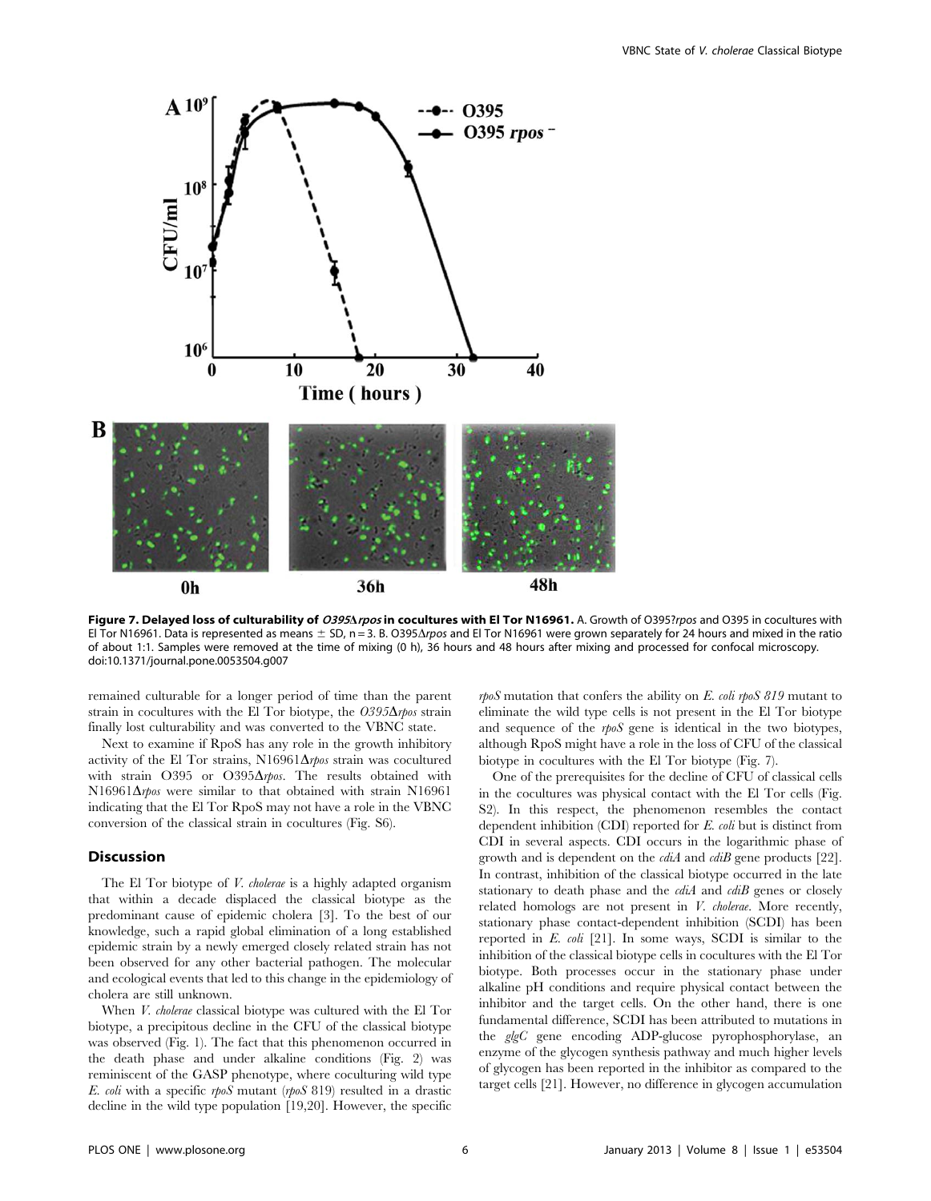**Figure 7. Delayed loss of culturability of *O395*Δ*rpos* in cocultures with El Tor N16961.** A. Growth of O395?*rpos* and O395 in cocultures with El Tor N16961. Data is represented as means ± SD, n = 3. B. O395Δ*rpos* and El Tor N16961 were grown separately for 24 hours and mixed in the ratio of about 1:1. Samples were removed at the time of mixing (0 h), 36 hours and 48 hours after mixing and processed for confocal microscopy. doi:10.1371/journal.pone.0053504.g007

remained culturable for a longer period of time than the parent strain in cocultures with the El Tor biotype, the *O395*Δ*rpos* strain finally lost culturability and was converted to the VBNC state.

Next to examine if RpoS has any role in the growth inhibitory activity of the El Tor strains, N16961Δ*rpos* strain was cocultured with strain O395 or O395Δ*rpos*. The results obtained with N16961Δ*rpos* were similar to that obtained with strain N16961 indicating that the El Tor RpoS may not have a role in the VBNC conversion of the classical strain in cocultures (Fig. S6).

## Discussion

The El Tor biotype of *V. cholerae* is a highly adapted organism that within a decade displaced the classical biotype as the predominant cause of epidemic cholera [3]. To the best of our knowledge, such a rapid global elimination of a long established epidemic strain by a newly emerged closely related strain has not been observed for any other bacterial pathogen. The molecular and ecological events that led to this change in the epidemiology of cholera are still unknown.

When *V. cholerae* classical biotype was cultured with the El Tor biotype, a precipitous decline in the CFU of the classical biotype was observed (Fig. 1). The fact that this phenomenon occurred in the death phase and under alkaline conditions (Fig. 2) was reminiscent of the GASP phenotype, where coculturing wild type *E. coli* with a specific *rpoS* mutant (*rpoS* 819) resulted in a drastic decline in the wild type population [19,20]. However, the specific *rpoS* mutation that confers the ability on *E. coli rpoS 819* mutant to eliminate the wild type cells is not present in the El Tor biotype and sequence of the *rpoS* gene is identical in the two biotypes, although RpoS might have a role in the loss of CFU of the classical biotype in cocultures with the El Tor biotype (Fig. 7).

One of the prerequisites for the decline of CFU of classical cells in the cocultures was physical contact with the El Tor cells (Fig. S2). In this respect, the phenomenon resembles the contact dependent inhibition (CDI) reported for *E. coli* but is distinct from CDI in several aspects. CDI occurs in the logarithmic phase of growth and is dependent on the *cdiA* and *cdiB* gene products [22]. In contrast, inhibition of the classical biotype occurred in the late stationary to death phase and the *cdiA* and *cdiB* genes or closely related homologs are not present in *V. cholerae*. More recently, stationary phase contact-dependent inhibition (SCDI) has been reported in *E. coli* [21]. In some ways, SCDI is similar to the inhibition of the classical biotype cells in cocultures with the El Tor biotype. Both processes occur in the stationary phase under alkaline pH conditions and require physical contact between the inhibitor and the target cells. On the other hand, there is one fundamental difference, SCDI has been attributed to mutations in the *glgC* gene encoding ADP-glucose pyrophosphorylase, an enzyme of the glycogen synthesis pathway and much higher levels of glycogen has been reported in the inhibitor as compared to the target cells [21]. However, no difference in glycogen accumulation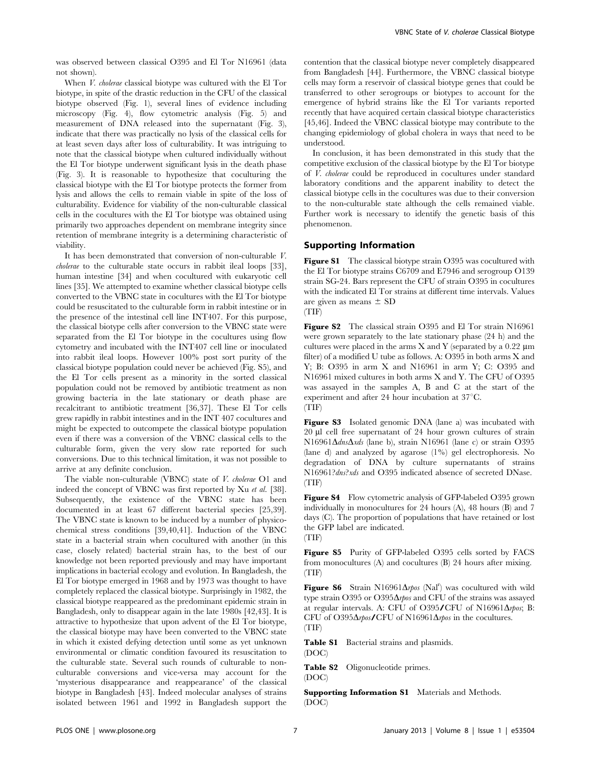was observed between classical O395 and El Tor N16961 (data not shown).

When *V. cholerae* classical biotype was cultured with the El Tor biotype, in spite of the drastic reduction in the CFU of the classical biotype observed (Fig. 1), several lines of evidence including microscopy (Fig. 4), flow cytometric analysis (Fig. 5) and measurement of DNA released into the supernatant (Fig. 3), indicate that there was practically no lysis of the classical cells for at least seven days after loss of culturability. It was intriguing to note that the classical biotype when cultured individually without the El Tor biotype underwent significant lysis in the death phase (Fig. 3). It is reasonable to hypothesize that coculturing the classical biotype with the El Tor biotype protects the former from lysis and allows the cells to remain viable in spite of the loss of culturability. Evidence for viability of the non-culturable classical cells in the cocultures with the El Tor biotype was obtained using primarily two approaches dependent on membrane integrity since retention of membrane integrity is a determining characteristic of viability.

It has been demonstrated that conversion of non-culturable *V. cholerae* to the culturable state occurs in rabbit ileal loops [33], human intestine [34] and when cocultured with eukaryotic cell lines [35]. We attempted to examine whether classical biotype cells converted to the VBNC state in cocultures with the El Tor biotype could be resuscitated to the culturable form in rabbit intestine or in the presence of the intestinal cell line INT407. For this purpose, the classical biotype cells after conversion to the VBNC state were separated from the El Tor biotype in the cocultures using flow cytometry and incubated with the INT407 cell line or inoculated into rabbit ileal loops. However 100% post sort purity of the classical biotype population could never be achieved (Fig. S5), and the El Tor cells present as a minority in the sorted classical population could not be removed by antibiotic treatment as non growing bacteria in the late stationary or death phase are recalcitrant to antibiotic treatment [36,37]. These El Tor cells grew rapidly in rabbit intestines and in the INT 407 cocultures and might be expected to outcompete the classical biotype population even if there was a conversion of the VBNC classical cells to the culturable form, given the very slow rate reported for such conversions. Due to this technical limitation, it was not possible to arrive at any definite conclusion.

The viable non-culturable (VBNC) state of *V. cholerae* O1 and indeed the concept of VBNC was first reported by Xu *et al.* [38]. Subsequently, the existence of the VBNC state has been documented in at least 67 different bacterial species [25,39]. The VBNC state is known to be induced by a number of physico-chemical stress conditions [39,40,41]. Induction of the VBNC state in a bacterial strain when cocultured with another (in this case, closely related) bacterial strain has, to the best of our knowledge not been reported previously and may have important implications in bacterial ecology and evolution. In Bangladesh, the El Tor biotype emerged in 1968 and by 1973 was thought to have completely replaced the classical biotype. Surprisingly in 1982, the classical biotype reappeared as the predominant epidemic strain in Bangladesh, only to disappear again in the late 1980s [42,43]. It is attractive to hypothesize that upon advent of the El Tor biotype, the classical biotype may have been converted to the VBNC state in which it existed defying detection until some as yet unknown environmental or climatic condition favoured its resuscitation to the culturable state. Several such rounds of culturable to non-culturable conversions and vice-versa may account for the 'mysterious disappearance and reappearance' of the classical biotype in Bangladesh [43]. Indeed molecular analyses of strains isolated between 1961 and 1992 in Bangladesh support the contention that the classical biotype never completely disappeared from Bangladesh [44]. Furthermore, the VBNC classical biotype cells may form a reservoir of classical biotype genes that could be transferred to other serogroups or biotypes to account for the emergence of hybrid strains like the El Tor variants reported recently that have acquired certain classical biotype characteristics [45,46]. Indeed the VBNC classical biotype may contribute to the changing epidemiology of global cholera in ways that need to be understood.

In conclusion, it has been demonstrated in this study that the competitive exclusion of the classical biotype by the El Tor biotype of *V. cholerae* could be reproduced in cocultures under standard laboratory conditions and the apparent inability to detect the classical biotype cells in the cocultures was due to their conversion to the non-culturable state although the cells remained viable. Further work is necessary to identify the genetic basis of this phenomenon.

## Supporting Information

**Figure S1** The classical biotype strain O395 was cocultured with the El Tor biotype strains C6709 and E7946 and serogroup O139 strain SG-24. Bars represent the CFU of strain O395 in cocultures with the indicated El Tor strains at different time intervals. Values are given as means ± SD
(TIF)

**Figure S2** The classical strain O395 and El Tor strain N16961 were grown separately to the late stationary phase (24 h) and the cultures were placed in the arms X and Y (separated by a 0.22 µm filter) of a modified U tube as follows. A: O395 in both arms X and Y; B: O395 in arm X and N16961 in arm Y; C: O395 and N16961 mixed cultures in both arms X and Y. The CFU of O395 was assayed in the samples A, B and C at the start of the experiment and after 24 hour incubation at 37°C.
(TIF)

**Figure S3** Isolated genomic DNA (lane a) was incubated with 20 µl cell free supernatant of 24 hour grown cultures of strain N16961Δ*dns*Δ*xds* (lane b), strain N16961 (lane c) or strain O395 (lane d) and analyzed by agarose (1%) gel electrophoresis. No degradation of DNA by culture supernatants of strains N16961?*dns*?*xds* and O395 indicated absence of secreted DNase.
(TIF)

**Figure S4** Flow cytometric analysis of GFP-labeled O395 grown individually in monocultures for 24 hours (A), 48 hours (B) and 7 days (C). The proportion of populations that have retained or lost the GFP label are indicated.
(TIF)

**Figure S5** Purity of GFP-labeled O395 cells sorted by FACS from monocultures (A) and cocultures (B) 24 hours after mixing.
(TIF)

**Figure S6** Strain N16961Δ*rpos* (Nal$^r$) was cocultured with wild type strain O395 or O395Δ*rpos* and CFU of the strains was assayed at regular intervals. A: CFU of O395/CFU of N16961Δ*rpos*; B: CFU of O395Δ*rpos*/CFU of N16961Δ*rpos* in the cocultures.
(TIF)

**Table S1** Bacterial strains and plasmids.
(DOC)

**Table S2** Oligonucleotide primes.
(DOC)

**Supporting Information S1** Materials and Methods.
(DOC)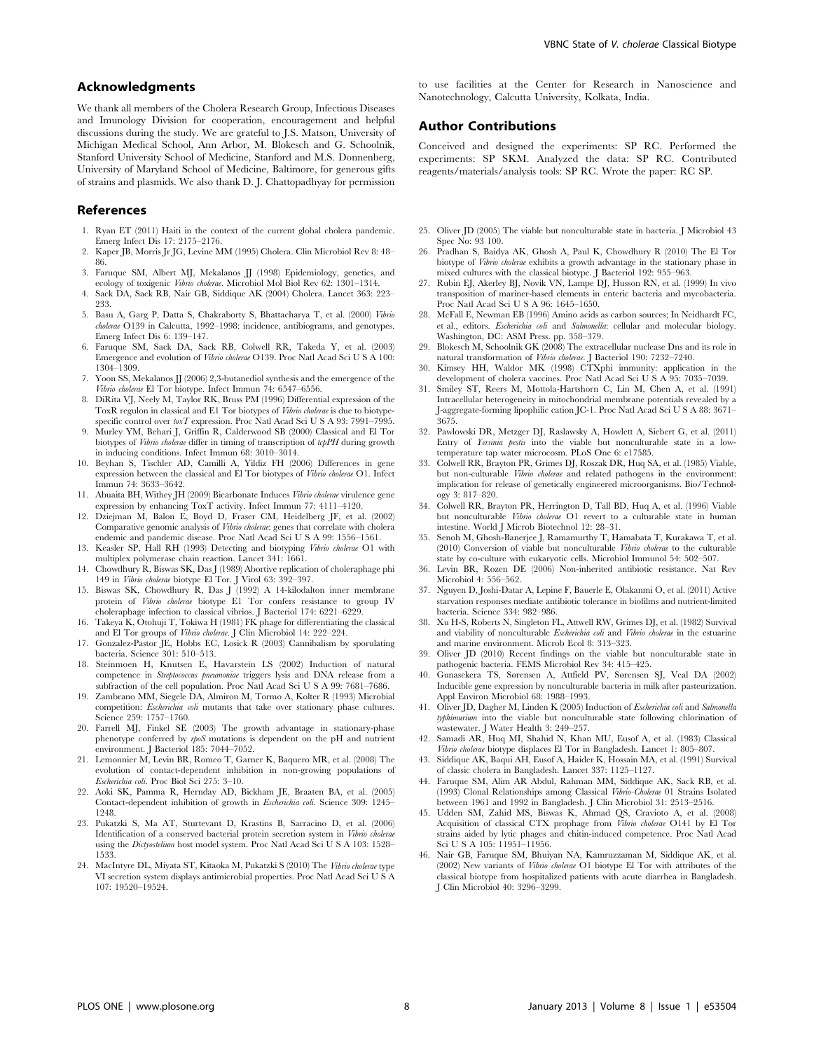## Acknowledgments

We thank all members of the Cholera Research Group, Infectious Diseases and Imunology Division for cooperation, encouragement and helpful discussions during the study. We are grateful to J.S. Matson, University of Michigan Medical School, Ann Arbor, M. Blokesch and G. Schoolnik, Stanford University School of Medicine, Stanford and M.S. Donnenberg, University of Maryland School of Medicine, Baltimore, for generous gifts of strains and plasmids. We also thank D. J. Chattopadhyay for permission to use facilities at the Center for Research in Nanoscience and Nanotechnology, Calcutta University, Kolkata, India.

## Author Contributions

Conceived and designed the experiments: SP RC. Performed the experiments: SP SKM. Analyzed the data: SP RC. Contributed reagents/materials/analysis tools: SP RC. Wrote the paper: RC SP.

## References

1. Ryan ET (2011) Haiti in the context of the current global cholera pandemic. Emerg Infect Dis 17: 2175–2176.
2. Kaper JB, Morris Jr JG, Levine MM (1995) Cholera. Clin Microbiol Rev 8: 48–86.
3. Faruque SM, Albert MJ, Mekalanos JJ (1998) Epidemiology, genetics, and ecology of toxigenic *Vibrio cholerae*. Microbiol Mol Biol Rev 62: 1301–1314.
4. Sack DA, Sack RB, Nair GB, Siddique AK (2004) Cholera. Lancet 363: 223–233.
5. Basu A, Garg P, Datta S, Chakraborty S, Bhattacharya T, et al. (2000) *Vibrio cholerae* O139 in Calcutta, 1992–1998: incidence, antibiograms, and genotypes. Emerg Infect Dis 6: 139–147.
6. Faruque SM, Sack DA, Sack RB, Colwell RR, Takeda Y, et al. (2003) Emergence and evolution of *Vibrio cholerae* O139. Proc Natl Acad Sci U S A 100: 1304–1309.
7. Yoon SS, Mekalanos JJ (2006) 2,3-butanediol synthesis and the emergence of the *Vibrio cholerae* El Tor biotype. Infect Immun 74: 6547–6556.
8. DiRita VJ, Neely M, Taylor RK, Bruss PM (1996) Differential expression of the ToxR regulon in classical and E1 Tor biotypes of *Vibrio cholerae* is due to biotype-specific control over *toxT* expression. Proc Natl Acad Sci U S A 93: 7991–7995.
9. Murley YM, Behari J, Griffin R, Calderwood SB (2000) Classical and El Tor biotypes of *Vibrio cholerae* differ in timing of transcription of *tcpPH* during growth in inducing conditions. Infect Immun 68: 3010–3014.
10. Beyhan S, Tischler AD, Camilli A, Yildiz FH (2006) Differences in gene expression between the classical and El Tor biotypes of *Vibrio cholerae* O1. Infect Immun 74: 3633–3642.
11. Abuaita BH, Withey JH (2009) Bicarbonate Induces *Vibrio cholerae* virulence gene expression by enhancing ToxT activity. Infect Immun 77: 4111–4120.
12. Dziejman M, Balon E, Boyd D, Fraser CM, Heidelberg JF, et al. (2002) Comparative genomic analysis of *Vibrio cholerae*: genes that correlate with cholera endemic and pandemic disease. Proc Natl Acad Sci U S A 99: 1556–1561.
13. Keasler SP, Hall RH (1993) Detecting and biotyping *Vibrio cholerae* O1 with multiplex polymerase chain reaction. Lancet 341: 1661.
14. Chowdhury R, Biswas SK, Das J (1989) Abortive replication of choleraphage phi 149 in *Vibrio cholerae* biotype El Tor. J Virol 63: 392–397.
15. Biswas SK, Chowdhury R, Das J (1992) A 14-kilodalton inner membrane protein of *Vibrio cholerae* biotype El Tor confers resistance to group IV choleraphage infection to classical vibrios. J Bacteriol 174: 6221–6229.
16. Takeya K, Otohuji T, Tokiwa H (1981) FK phage for differentiating the classical and El Tor groups of *Vibrio cholerae*. J Clin Microbiol 14: 222–224.
17. Gonzalez-Pastor JE, Hobbs EC, Losick R (2003) Cannibalism by sporulating bacteria. Science 301: 510–513.
18. Steinmoen H, Knutsen E, Havarstein LS (2002) Induction of natural competence in *Streptococcus pneumoniae* triggers lysis and DNA release from a subfraction of the cell population. Proc Natl Acad Sci U S A 99: 7681–7686.
19. Zambrano MM, Siegele DA, Almiron M, Tormo A, Kolter R (1993) Microbial competition: *Escherichia coli* mutants that take over stationary phase cultures. Science 259: 1757–1760.
20. Farrell MJ, Finkel SE (2003) The growth advantage in stationary-phase phenotype conferred by *rpoS* mutations is dependent on the pH and nutrient environment. J Bacteriol 185: 7044–7052.
21. Lemonnier M, Levin BR, Romeo T, Garner K, Baquero MR, et al. (2008) The evolution of contact-dependent inhibition in non-growing populations of *Escherichia coli*. Proc Biol Sci 275: 3–10.
22. Aoki SK, Pamma R, Hernday AD, Bickham JE, Braaten BA, et al. (2005) Contact-dependent inhibition of growth in *Escherichia coli*. Science 309: 1245–1248.
23. Pukatzki S, Ma AT, Sturtevant D, Krastins B, Sarracino D, et al. (2006) Identification of a conserved bacterial protein secretion system in *Vibrio cholerae* using the *Dictyostelium* host model system. Proc Natl Acad Sci U S A 103: 1528–1533.
24. MacIntyre DL, Miyata ST, Kitaoka M, Pukatzki S (2010) The *Vibrio cholerae* type VI secretion system displays antimicrobial properties. Proc Natl Acad Sci U S A 107: 19520–19524.
25. Oliver JD (2005) The viable but nonculturable state in bacteria. J Microbiol 43 Spec No: 93 100.
26. Pradhan S, Baidya AK, Ghosh A, Paul K, Chowdhury R (2010) The El Tor biotype of *Vibrio cholerae* exhibits a growth advantage in the stationary phase in mixed cultures with the classical biotype. J Bacteriol 192: 955–963.
27. Rubin EJ, Akerley BJ, Novik VN, Lampe DJ, Husson RN, et al. (1999) In vivo transposition of mariner-based elements in enteric bacteria and mycobacteria. Proc Natl Acad Sci U S A 96: 1645–1650.
28. McFall E, Newman EB (1996) Amino acids as carbon sources; In Neidhardt FC, et al., editors. *Escherichia coli* and *Salmonella*: cellular and molecular biology. Washington, DC: ASM Press. pp. 358–379.
29. Blokesch M, Schoolnik GK (2008) The extracellular nuclease Dns and its role in natural transformation of *Vibrio cholerae*. J Bacteriol 190: 7232–7240.
30. Kimsey HH, Waldor MK (1998) CTXphi immunity: application in the development of cholera vaccines. Proc Natl Acad Sci U S A 95: 7035–7039.
31. Smiley ST, Reers M, Mottola-Hartshorn C, Lin M, Chen A, et al. (1991) Intracellular heterogeneity in mitochondrial membrane potentials revealed by a J-aggregate-forming lipophilic cation JC-1. Proc Natl Acad Sci U S A 88: 3671–3675.
32. Pawlowski DR, Metzger DJ, Raslawsky A, Howlett A, Siebert G, et al. (2011) Entry of *Yersinia pestis* into the viable but nonculturable state in a low-temperature tap water microcosm. PLoS One 6: e17585.
33. Colwell RR, Brayton PR, Grimes DJ, Roszak DR, Huq SA, et al. (1985) Viable, but non-culturable *Vibrio cholerae* and related pathogens in the environment: implication for release of genetically engineered microorganisms. Bio/Technology 3: 817–820.
34. Colwell RR, Brayton PR, Herrington D, Tall BD, Huq A, et al. (1996) Viable but nonculturable *Vibrio cholerae* O1 revert to a culturable state in human intestine. World J Microb Biotechnol 12: 28–31.
35. Senoh M, Ghosh-Banerjee J, Ramamurthy T, Hamabata T, Kurakawa T, et al. (2010) Conversion of viable but nonculturable *Vibrio cholerae* to the culturable state by co-culture with eukaryotic cells. Microbiol Immunol 54: 502–507.
36. Levin BR, Rozen DE (2006) Non-inherited antibiotic resistance. Nat Rev Microbiol 4: 556–562.
37. Nguyen D, Joshi-Datar A, Lepine F, Bauerle E, Olakanmi O, et al. (2011) Active starvation responses mediate antibiotic tolerance in biofilms and nutrient-limited bacteria. Science 334: 982–986.
38. Xu H-S, Roberts N, Singleton FL, Attwell RW, Grimes DJ, et al. (1982) Survival and viability of nonculturable *Escherichia coli* and *Vibrio cholerae* in the estuarine and marine environment. Microb Ecol 8: 313–323.
39. Oliver JD (2010) Recent findings on the viable but nonculturable state in pathogenic bacteria. FEMS Microbiol Rev 34: 415–425.
40. Gunasekera TS, Sørensen A, Attfield PV, Sørensen SJ, Veal DA (2002) Inducible gene expression by nonculturable bacteria in milk after pasteurization. Appl Environ Microbiol 68: 1988–1993.
41. Oliver JD, Dagher M, Linden K (2005) Induction of *Escherichia coli* and *Salmonella typhimurium* into the viable but nonculturable state following chlorination of wastewater. J Water Health 3: 249–257.
42. Samadi AR, Huq MI, Shahid N, Khan MU, Eusof A, et al. (1983) Classical *Vibrio cholerae* biotype displaces El Tor in Bangladesh. Lancet 1: 805–807.
43. Siddique AK, Baqui AH, Eusof A, Haider K, Hossain MA, et al. (1991) Survival of classic cholera in Bangladesh. Lancet 337: 1125–1127.
44. Faruque SM, Alim AR Abdul, Rahman MM, Siddique AK, Sack RB, et al. (1993) Clonal Relationships among Classical *Vibrio-Cholerae* 01 Strains Isolated between 1961 and 1992 in Bangladesh. J Clin Microbiol 31: 2513–2516.
45. Udden SM, Zahid MS, Biswas K, Ahmad QS, Cravioto A, et al. (2008) Acquisition of classical CTX prophage from *Vibrio cholerae* O141 by El Tor strains aided by lytic phages and chitin-induced competence. Proc Natl Acad Sci U S A 105: 11951–11956.
46. Nair GB, Faruque SM, Bhuiyan NA, Kamruzzaman M, Siddique AK, et al. (2002) New variants of *Vibrio cholerae* O1 biotype El Tor with attributes of the classical biotype from hospitalized patients with acute diarrhea in Bangladesh. J Clin Microbiol 40: 3296–3299.